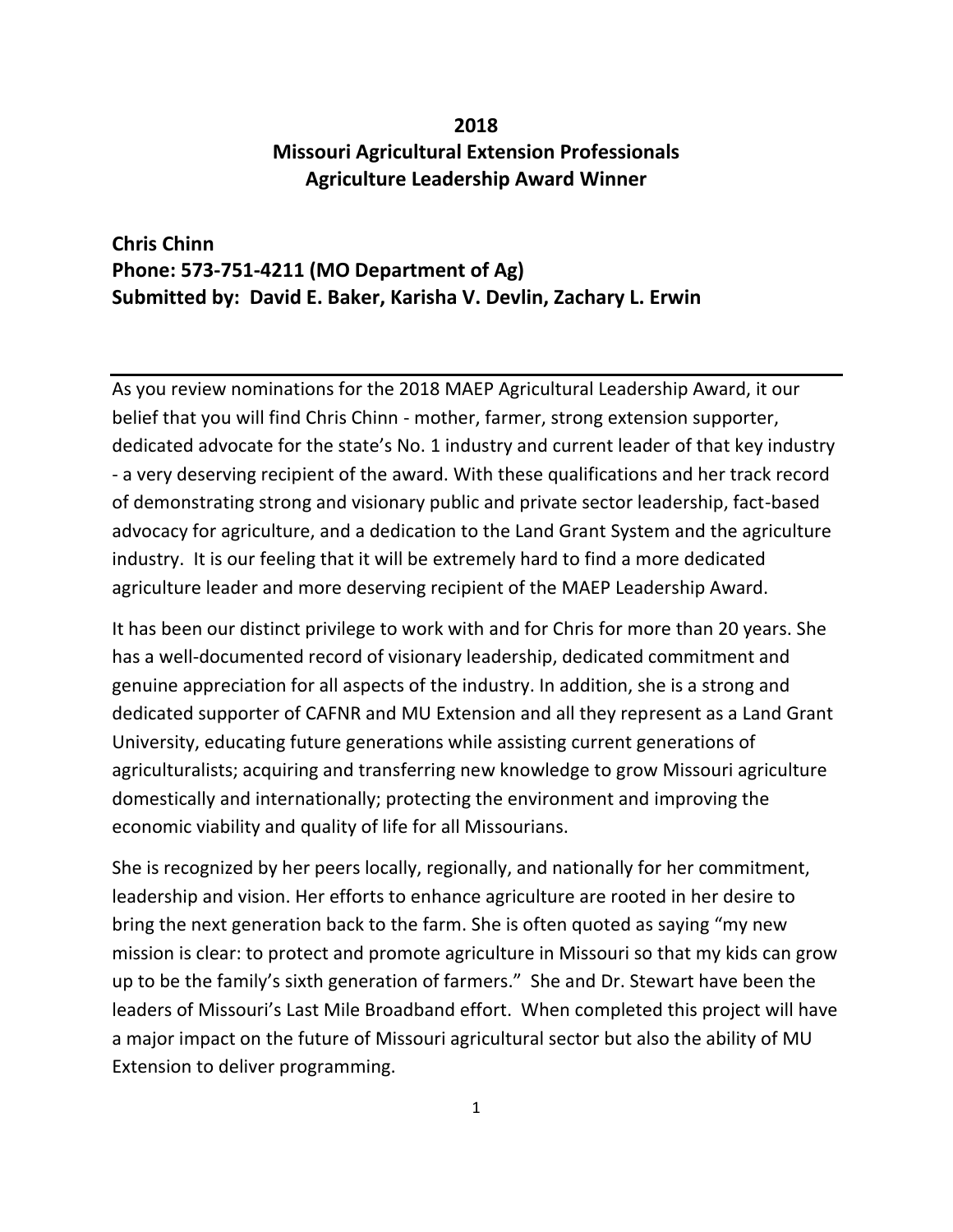**2018**
**Missouri Agricultural Extension Professionals**
**Agriculture Leadership Award Winner**

**Chris Chinn**
**Phone: 573-751-4211 (MO Department of Ag)**
**Submitted by: David E. Baker, Karisha V. Devlin, Zachary L. Erwin**

---

As you review nominations for the 2018 MAEP Agricultural Leadership Award, it our belief that you will find Chris Chinn - mother, farmer, strong extension supporter, dedicated advocate for the state's No. 1 industry and current leader of that key industry - a very deserving recipient of the award. With these qualifications and her track record of demonstrating strong and visionary public and private sector leadership, fact-based advocacy for agriculture, and a dedication to the Land Grant System and the agriculture industry. It is our feeling that it will be extremely hard to find a more dedicated agriculture leader and more deserving recipient of the MAEP Leadership Award.

It has been our distinct privilege to work with and for Chris for more than 20 years. She has a well-documented record of visionary leadership, dedicated commitment and genuine appreciation for all aspects of the industry. In addition, she is a strong and dedicated supporter of CAFNR and MU Extension and all they represent as a Land Grant University, educating future generations while assisting current generations of agriculturalists; acquiring and transferring new knowledge to grow Missouri agriculture domestically and internationally; protecting the environment and improving the economic viability and quality of life for all Missourians.

She is recognized by her peers locally, regionally, and nationally for her commitment, leadership and vision. Her efforts to enhance agriculture are rooted in her desire to bring the next generation back to the farm. She is often quoted as saying "my new mission is clear: to protect and promote agriculture in Missouri so that my kids can grow up to be the family's sixth generation of farmers." She and Dr. Stewart have been the leaders of Missouri's Last Mile Broadband effort. When completed this project will have a major impact on the future of Missouri agricultural sector but also the ability of MU Extension to deliver programming.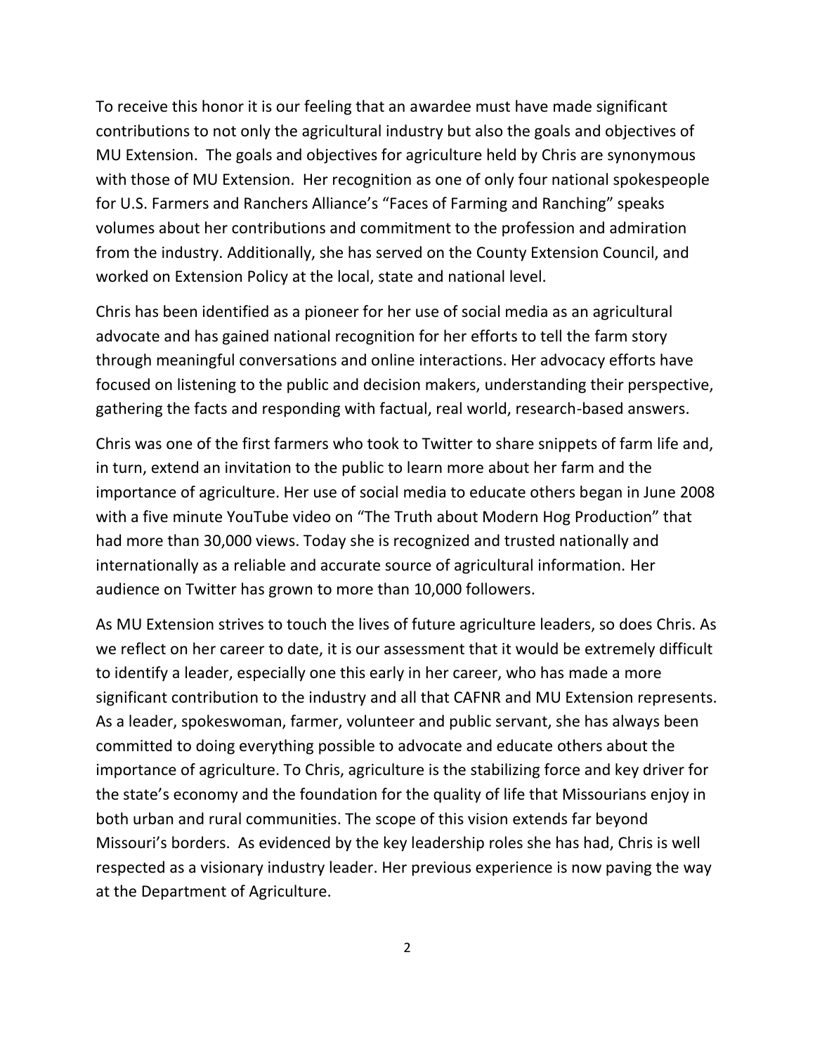To receive this honor it is our feeling that an awardee must have made significant contributions to not only the agricultural industry but also the goals and objectives of MU Extension. The goals and objectives for agriculture held by Chris are synonymous with those of MU Extension. Her recognition as one of only four national spokespeople for U.S. Farmers and Ranchers Alliance's "Faces of Farming and Ranching" speaks volumes about her contributions and commitment to the profession and admiration from the industry. Additionally, she has served on the County Extension Council, and worked on Extension Policy at the local, state and national level.

Chris has been identified as a pioneer for her use of social media as an agricultural advocate and has gained national recognition for her efforts to tell the farm story through meaningful conversations and online interactions. Her advocacy efforts have focused on listening to the public and decision makers, understanding their perspective, gathering the facts and responding with factual, real world, research-based answers.

Chris was one of the first farmers who took to Twitter to share snippets of farm life and, in turn, extend an invitation to the public to learn more about her farm and the importance of agriculture. Her use of social media to educate others began in June 2008 with a five minute YouTube video on "The Truth about Modern Hog Production" that had more than 30,000 views. Today she is recognized and trusted nationally and internationally as a reliable and accurate source of agricultural information. Her audience on Twitter has grown to more than 10,000 followers.

As MU Extension strives to touch the lives of future agriculture leaders, so does Chris. As we reflect on her career to date, it is our assessment that it would be extremely difficult to identify a leader, especially one this early in her career, who has made a more significant contribution to the industry and all that CAFNR and MU Extension represents. As a leader, spokeswoman, farmer, volunteer and public servant, she has always been committed to doing everything possible to advocate and educate others about the importance of agriculture. To Chris, agriculture is the stabilizing force and key driver for the state's economy and the foundation for the quality of life that Missourians enjoy in both urban and rural communities. The scope of this vision extends far beyond Missouri's borders. As evidenced by the key leadership roles she has had, Chris is well respected as a visionary industry leader. Her previous experience is now paving the way at the Department of Agriculture.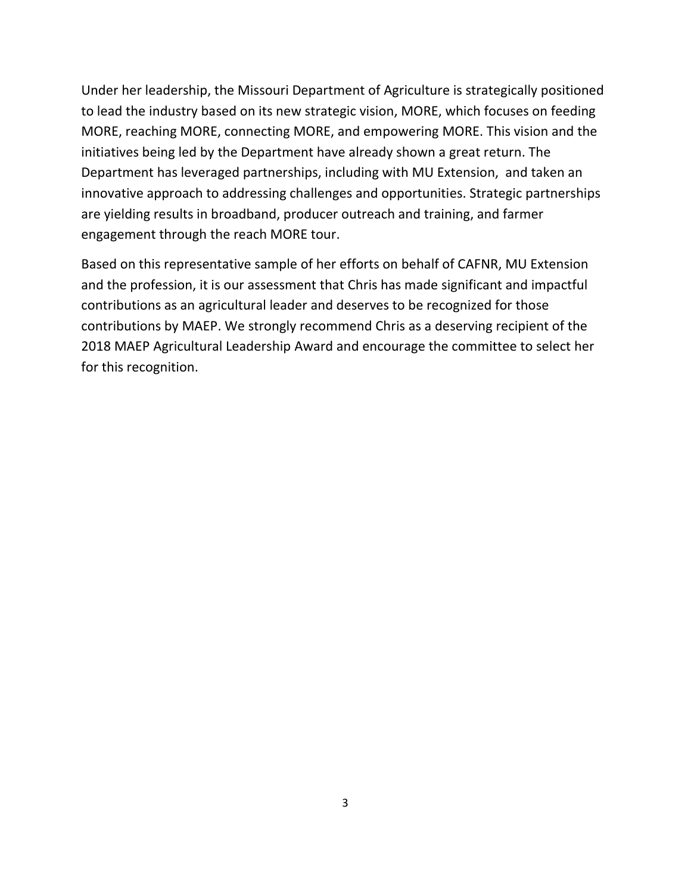Under her leadership, the Missouri Department of Agriculture is strategically positioned to lead the industry based on its new strategic vision, MORE, which focuses on feeding MORE, reaching MORE, connecting MORE, and empowering MORE. This vision and the initiatives being led by the Department have already shown a great return. The Department has leveraged partnerships, including with MU Extension, and taken an innovative approach to addressing challenges and opportunities. Strategic partnerships are yielding results in broadband, producer outreach and training, and farmer engagement through the reach MORE tour.

Based on this representative sample of her efforts on behalf of CAFNR, MU Extension and the profession, it is our assessment that Chris has made significant and impactful contributions as an agricultural leader and deserves to be recognized for those contributions by MAEP. We strongly recommend Chris as a deserving recipient of the 2018 MAEP Agricultural Leadership Award and encourage the committee to select her for this recognition.